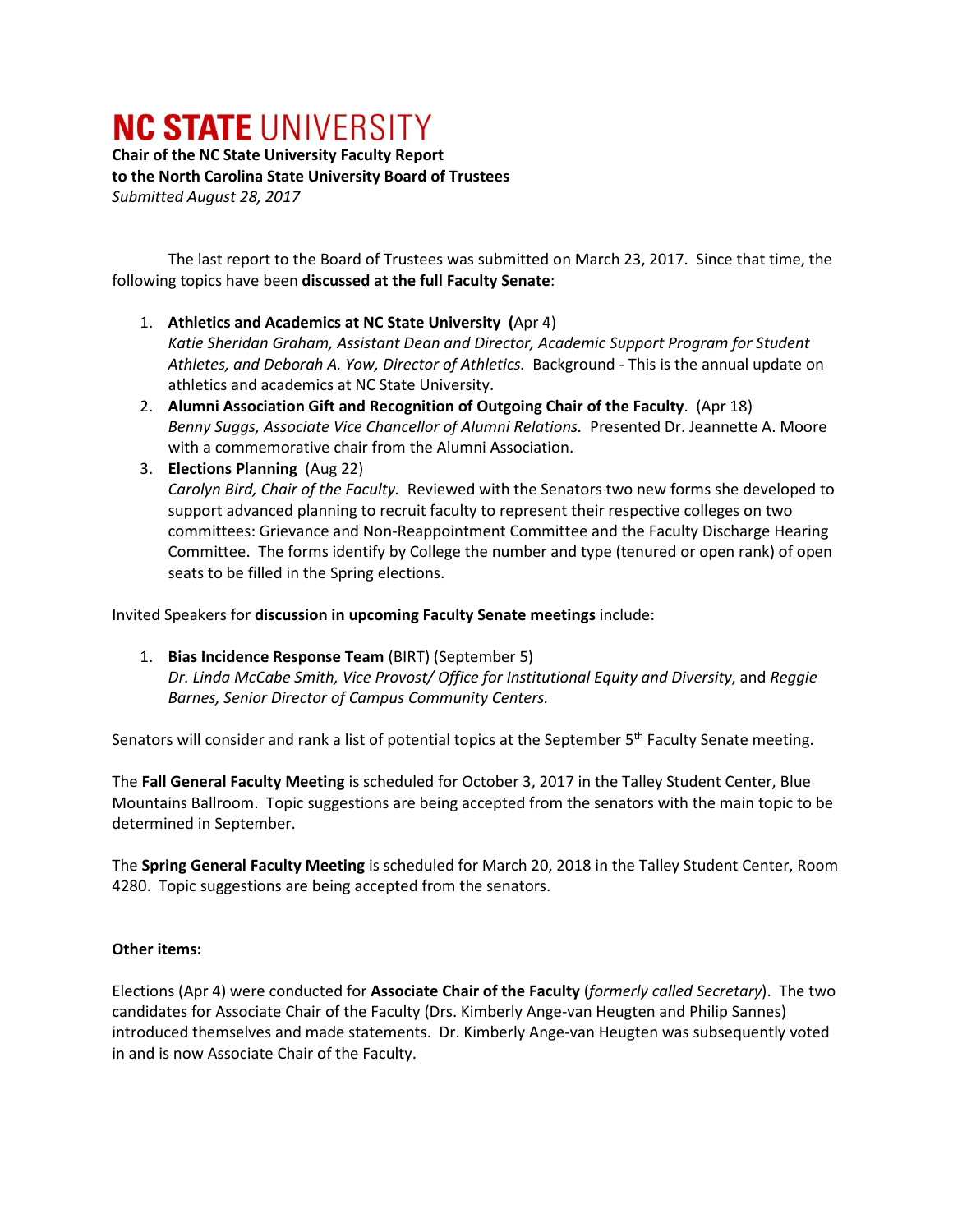# NC STATE UNIVERSITY

**Chair of the NC State University Faculty Report**
**to the North Carolina State University Board of Trustees**
*Submitted August 28, 2017*

The last report to the Board of Trustees was submitted on March 23, 2017. Since that time, the following topics have been **discussed at the full Faculty Senate**:

1. **Athletics and Academics at NC State University (**Apr 4)
   *Katie Sheridan Graham, Assistant Dean and Director, Academic Support Program for Student Athletes, and Deborah A. Yow, Director of Athletics.* Background - This is the annual update on athletics and academics at NC State University.
2. **Alumni Association Gift and Recognition of Outgoing Chair of the Faculty**. (Apr 18)
   *Benny Suggs, Associate Vice Chancellor of Alumni Relations.* Presented Dr. Jeannette A. Moore with a commemorative chair from the Alumni Association.
3. **Elections Planning** (Aug 22)
   *Carolyn Bird, Chair of the Faculty.* Reviewed with the Senators two new forms she developed to support advanced planning to recruit faculty to represent their respective colleges on two committees: Grievance and Non-Reappointment Committee and the Faculty Discharge Hearing Committee. The forms identify by College the number and type (tenured or open rank) of open seats to be filled in the Spring elections.

Invited Speakers for **discussion in upcoming Faculty Senate meetings** include:

1. **Bias Incidence Response Team** (BIRT) (September 5)
   *Dr. Linda McCabe Smith, Vice Provost/ Office for Institutional Equity and Diversity*, and *Reggie Barnes, Senior Director of Campus Community Centers.*

Senators will consider and rank a list of potential topics at the September 5th Faculty Senate meeting.

The **Fall General Faculty Meeting** is scheduled for October 3, 2017 in the Talley Student Center, Blue Mountains Ballroom. Topic suggestions are being accepted from the senators with the main topic to be determined in September.

The **Spring General Faculty Meeting** is scheduled for March 20, 2018 in the Talley Student Center, Room 4280. Topic suggestions are being accepted from the senators.

**Other items:**

Elections (Apr 4) were conducted for **Associate Chair of the Faculty** (*formerly called Secretary*). The two candidates for Associate Chair of the Faculty (Drs. Kimberly Ange-van Heugten and Philip Sannes) introduced themselves and made statements. Dr. Kimberly Ange-van Heugten was subsequently voted in and is now Associate Chair of the Faculty.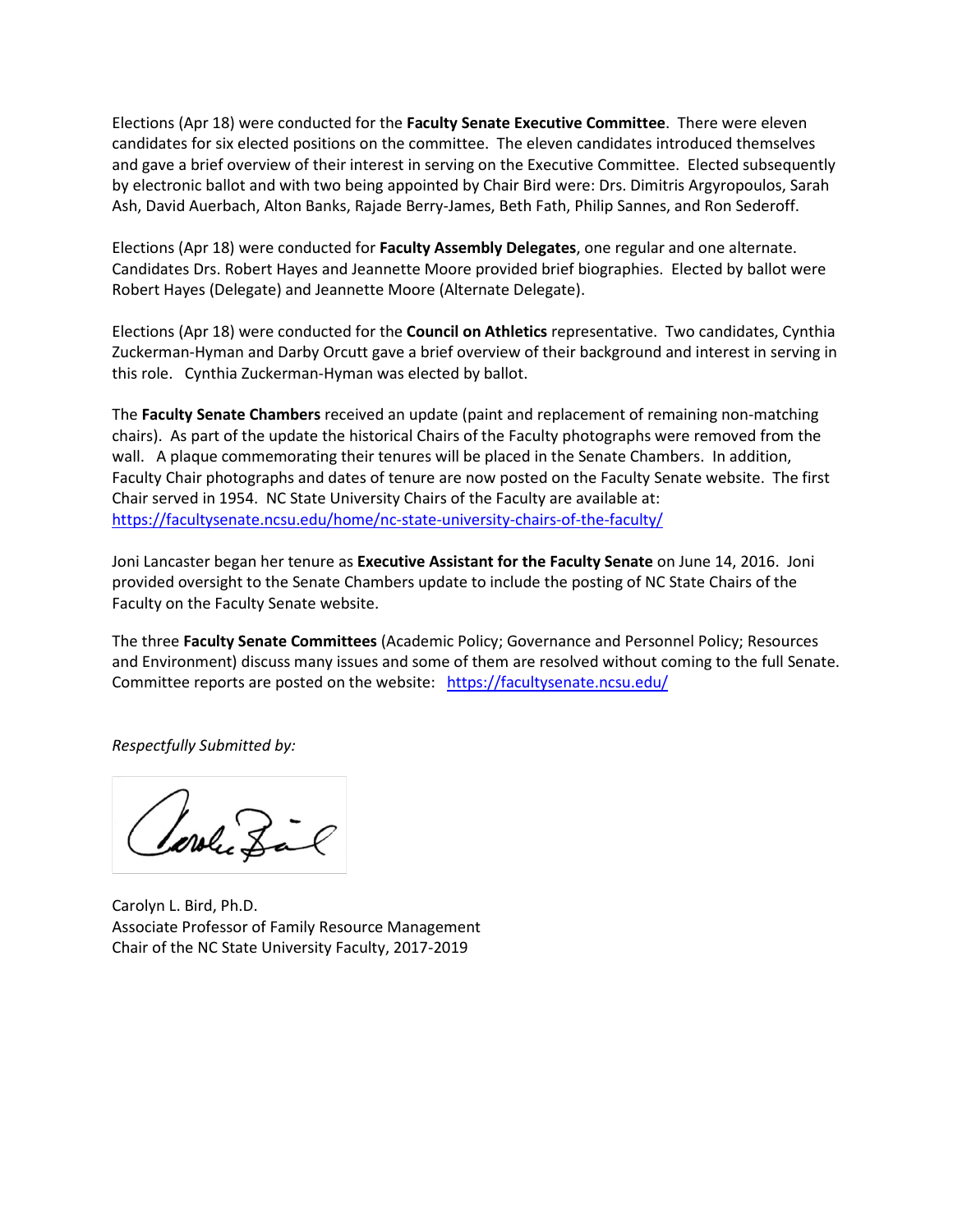Elections (Apr 18) were conducted for the **Faculty Senate Executive Committee**. There were eleven candidates for six elected positions on the committee. The eleven candidates introduced themselves and gave a brief overview of their interest in serving on the Executive Committee. Elected subsequently by electronic ballot and with two being appointed by Chair Bird were: Drs. Dimitris Argyropoulos, Sarah Ash, David Auerbach, Alton Banks, Rajade Berry-James, Beth Fath, Philip Sannes, and Ron Sederoff.

Elections (Apr 18) were conducted for **Faculty Assembly Delegates**, one regular and one alternate. Candidates Drs. Robert Hayes and Jeannette Moore provided brief biographies. Elected by ballot were Robert Hayes (Delegate) and Jeannette Moore (Alternate Delegate).

Elections (Apr 18) were conducted for the **Council on Athletics** representative. Two candidates, Cynthia Zuckerman-Hyman and Darby Orcutt gave a brief overview of their background and interest in serving in this role. Cynthia Zuckerman-Hyman was elected by ballot.

The **Faculty Senate Chambers** received an update (paint and replacement of remaining non-matching chairs). As part of the update the historical Chairs of the Faculty photographs were removed from the wall. A plaque commemorating their tenures will be placed in the Senate Chambers. In addition, Faculty Chair photographs and dates of tenure are now posted on the Faculty Senate website. The first Chair served in 1954. NC State University Chairs of the Faculty are available at: https://facultysenate.ncsu.edu/home/nc-state-university-chairs-of-the-faculty/

Joni Lancaster began her tenure as **Executive Assistant for the Faculty Senate** on June 14, 2016. Joni provided oversight to the Senate Chambers update to include the posting of NC State Chairs of the Faculty on the Faculty Senate website.

The three **Faculty Senate Committees** (Academic Policy; Governance and Personnel Policy; Resources and Environment) discuss many issues and some of them are resolved without coming to the full Senate. Committee reports are posted on the website: https://facultysenate.ncsu.edu/

*Respectfully Submitted by:*

Carolyn L. Bird, Ph.D.
Associate Professor of Family Resource Management
Chair of the NC State University Faculty, 2017-2019